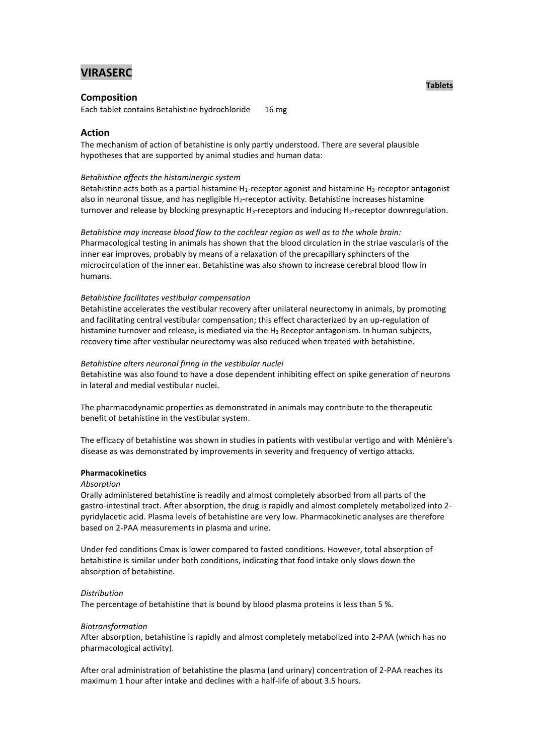# VIRASERC

**Tablets**

## Composition

Each tablet contains Betahistine hydrochloride 16 mg

## Action

The mechanism of action of betahistine is only partly understood. There are several plausible hypotheses that are supported by animal studies and human data:

*Betahistine affects the histaminergic system*

Betahistine acts both as a partial histamine $H_1$-receptor agonist and histamine $H_3$-receptor antagonist also in neuronal tissue, and has negligible $H_2$-receptor activity. Betahistine increases histamine turnover and release by blocking presynaptic $H_3$-receptors and inducing $H_3$-receptor downregulation.

*Betahistine may increase blood flow to the cochlear region as well as to the whole brain:*

Pharmacological testing in animals has shown that the blood circulation in the striae vascularis of the inner ear improves, probably by means of a relaxation of the precapillary sphincters of the microcirculation of the inner ear. Betahistine was also shown to increase cerebral blood flow in humans.

*Betahistine facilitates vestibular compensation*

Betahistine accelerates the vestibular recovery after unilateral neurectomy in animals, by promoting and facilitating central vestibular compensation; this effect characterized by an up-regulation of histamine turnover and release, is mediated via the $H_3$ Receptor antagonism. In human subjects, recovery time after vestibular neurectomy was also reduced when treated with betahistine.

*Betahistine alters neuronal firing in the vestibular nuclei*

Betahistine was also found to have a dose dependent inhibiting effect on spike generation of neurons in lateral and medial vestibular nuclei.

The pharmacodynamic properties as demonstrated in animals may contribute to the therapeutic benefit of betahistine in the vestibular system.

The efficacy of betahistine was shown in studies in patients with vestibular vertigo and with Ménière's disease as was demonstrated by improvements in severity and frequency of vertigo attacks.

**Pharmacokinetics**

*Absorption*

Orally administered betahistine is readily and almost completely absorbed from all parts of the gastro-intestinal tract. After absorption, the drug is rapidly and almost completely metabolized into 2-pyridylacetic acid. Plasma levels of betahistine are very low. Pharmacokinetic analyses are therefore based on 2-PAA measurements in plasma and urine.

Under fed conditions Cmax is lower compared to fasted conditions. However, total absorption of betahistine is similar under both conditions, indicating that food intake only slows down the absorption of betahistine.

*Distribution*

The percentage of betahistine that is bound by blood plasma proteins is less than 5 %.

*Biotransformation*

After absorption, betahistine is rapidly and almost completely metabolized into 2-PAA (which has no pharmacological activity).

After oral administration of betahistine the plasma (and urinary) concentration of 2-PAA reaches its maximum 1 hour after intake and declines with a half-life of about 3.5 hours.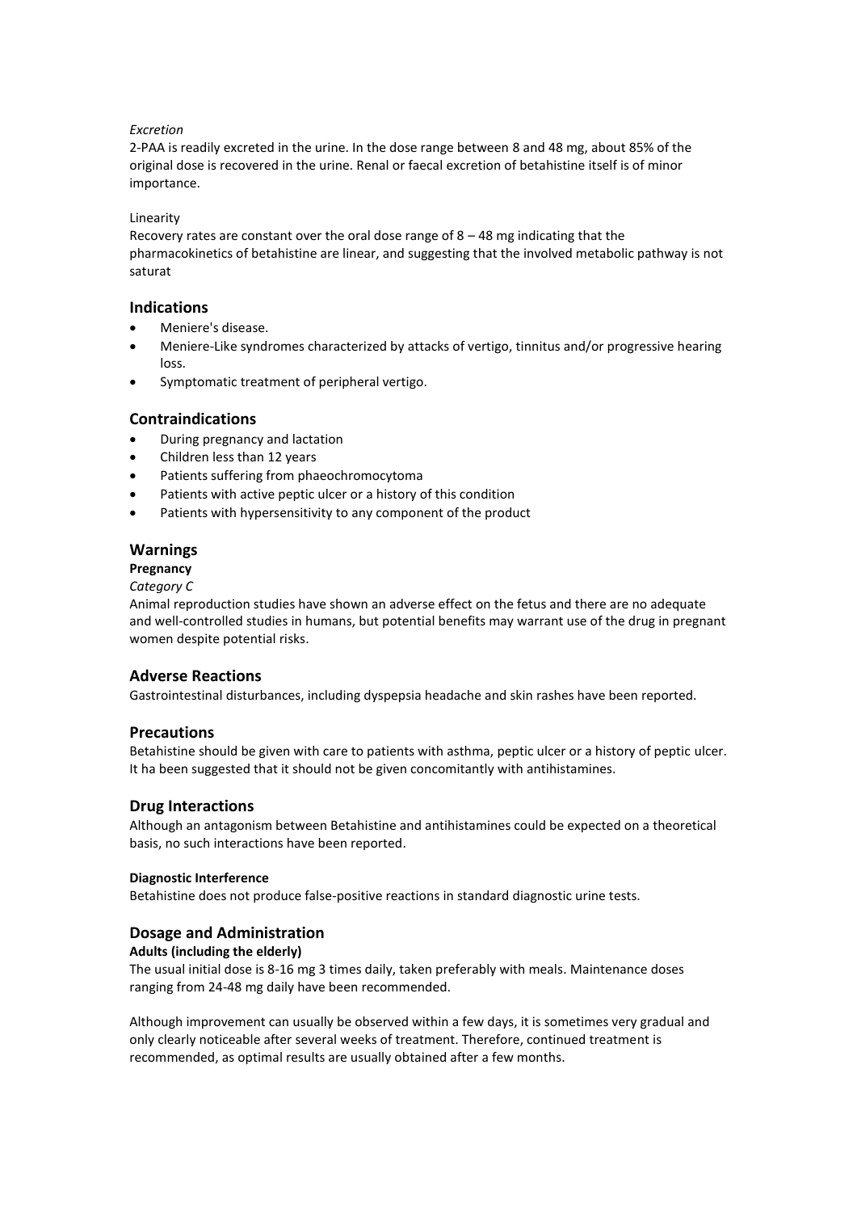*Excretion*

2-PAA is readily excreted in the urine. In the dose range between 8 and 48 mg, about 85% of the original dose is recovered in the urine. Renal or faecal excretion of betahistine itself is of minor importance.

Linearity

Recovery rates are constant over the oral dose range of 8 – 48 mg indicating that the pharmacokinetics of betahistine are linear, and suggesting that the involved metabolic pathway is not saturat

## Indications

- Meniere's disease.
- Meniere-Like syndromes characterized by attacks of vertigo, tinnitus and/or progressive hearing loss.
- Symptomatic treatment of peripheral vertigo.

## Contraindications

- During pregnancy and lactation
- Children less than 12 years
- Patients suffering from phaeochromocytoma
- Patients with active peptic ulcer or a history of this condition
- Patients with hypersensitivity to any component of the product

## Warnings

**Pregnancy**

*Category C*

Animal reproduction studies have shown an adverse effect on the fetus and there are no adequate and well-controlled studies in humans, but potential benefits may warrant use of the drug in pregnant women despite potential risks.

## Adverse Reactions

Gastrointestinal disturbances, including dyspepsia headache and skin rashes have been reported.

## Precautions

Betahistine should be given with care to patients with asthma, peptic ulcer or a history of peptic ulcer. It ha been suggested that it should not be given concomitantly with antihistamines.

## Drug Interactions

Although an antagonism between Betahistine and antihistamines could be expected on a theoretical basis, no such interactions have been reported.

**Diagnostic Interference**

Betahistine does not produce false-positive reactions in standard diagnostic urine tests.

## Dosage and Administration

**Adults (including the elderly)**

The usual initial dose is 8-16 mg 3 times daily, taken preferably with meals. Maintenance doses ranging from 24-48 mg daily have been recommended.

Although improvement can usually be observed within a few days, it is sometimes very gradual and only clearly noticeable after several weeks of treatment. Therefore, continued treatment is recommended, as optimal results are usually obtained after a few months.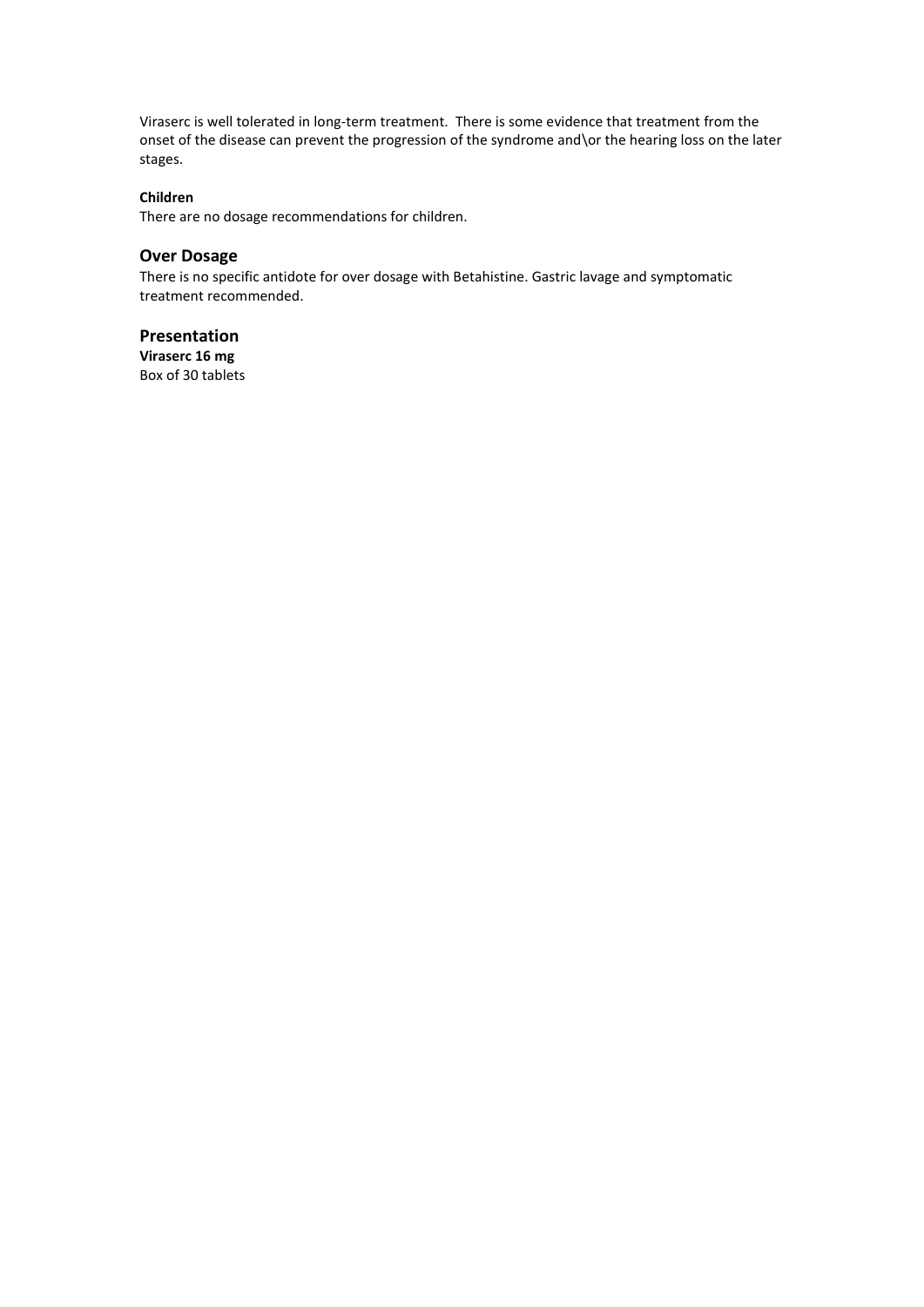Viraserc is well tolerated in long-term treatment.  There is some evidence that treatment from the onset of the disease can prevent the progression of the syndrome and\or the hearing loss on the later stages.

**Children**

There are no dosage recommendations for children.

## Over Dosage

There is no specific antidote for over dosage with Betahistine. Gastric lavage and symptomatic treatment recommended.

## Presentation

**Viraserc 16 mg**

Box of 30 tablets